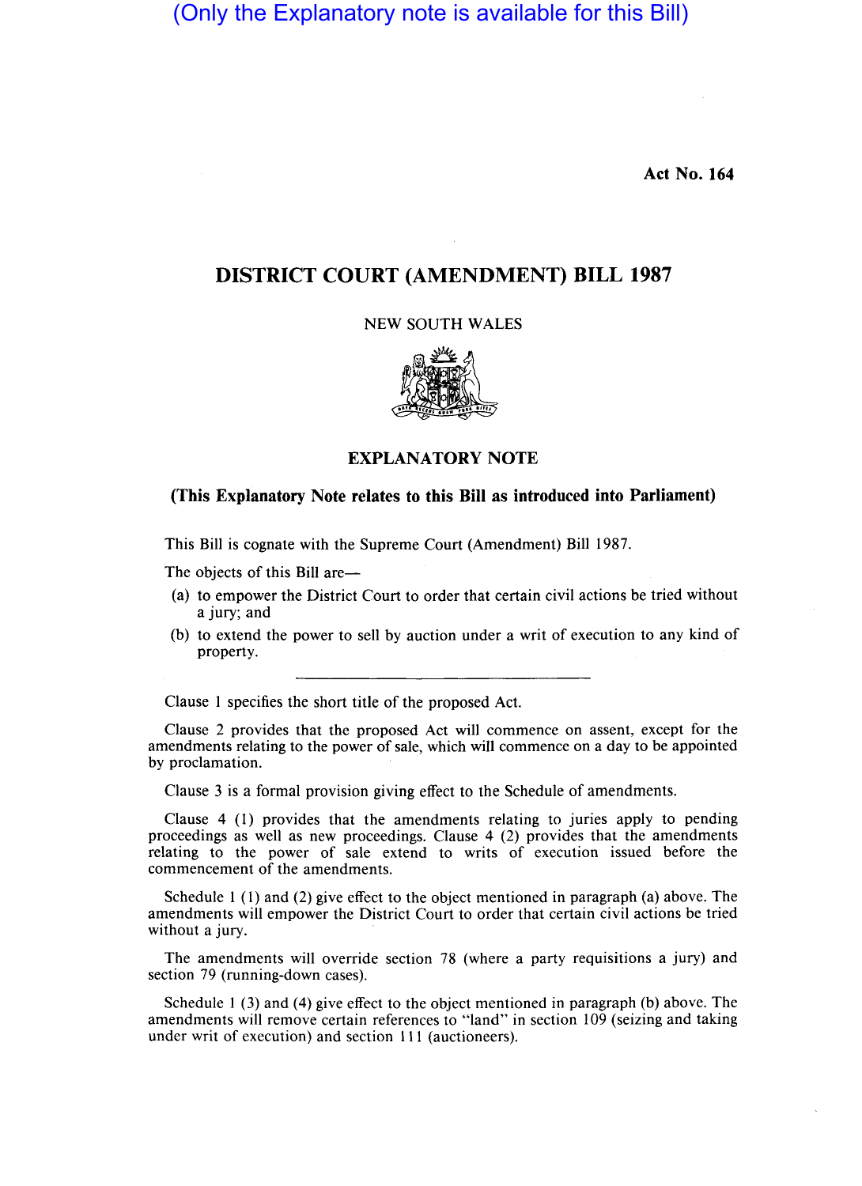(Only the Explanatory note is available for this Bill)

**Act No. 164**

# DISTRICT COURT (AMENDMENT) BILL 1987

NEW SOUTH WALES

## EXPLANATORY NOTE

### (This Explanatory Note relates to this Bill as introduced into Parliament)

This Bill is cognate with the Supreme Court (Amendment) Bill 1987.

The objects of this Bill are—

(a) to empower the District Court to order that certain civil actions be tried without a jury; and

(b) to extend the power to sell by auction under a writ of execution to any kind of property.

---

Clause 1 specifies the short title of the proposed Act.

Clause 2 provides that the proposed Act will commence on assent, except for the amendments relating to the power of sale, which will commence on a day to be appointed by proclamation.

Clause 3 is a formal provision giving effect to the Schedule of amendments.

Clause 4 (1) provides that the amendments relating to juries apply to pending proceedings as well as new proceedings. Clause 4 (2) provides that the amendments relating to the power of sale extend to writs of execution issued before the commencement of the amendments.

Schedule 1 (1) and (2) give effect to the object mentioned in paragraph (a) above. The amendments will empower the District Court to order that certain civil actions be tried without a jury.

The amendments will override section 78 (where a party requisitions a jury) and section 79 (running-down cases).

Schedule 1 (3) and (4) give effect to the object mentioned in paragraph (b) above. The amendments will remove certain references to "land" in section 109 (seizing and taking under writ of execution) and section 111 (auctioneers).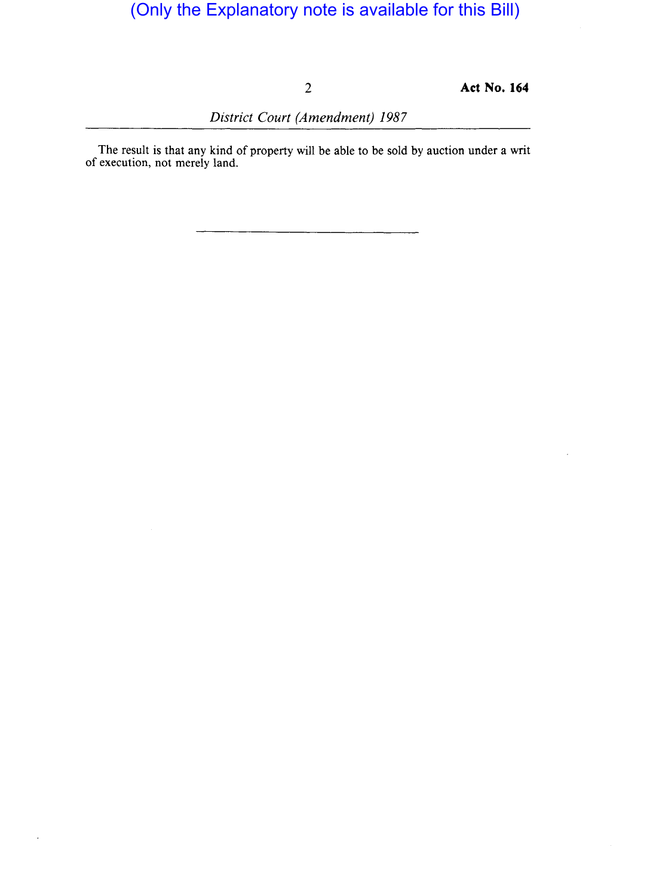(Only the Explanatory note is available for this Bill)

The result is that any kind of property will be able to be sold by auction under a writ of execution, not merely land.